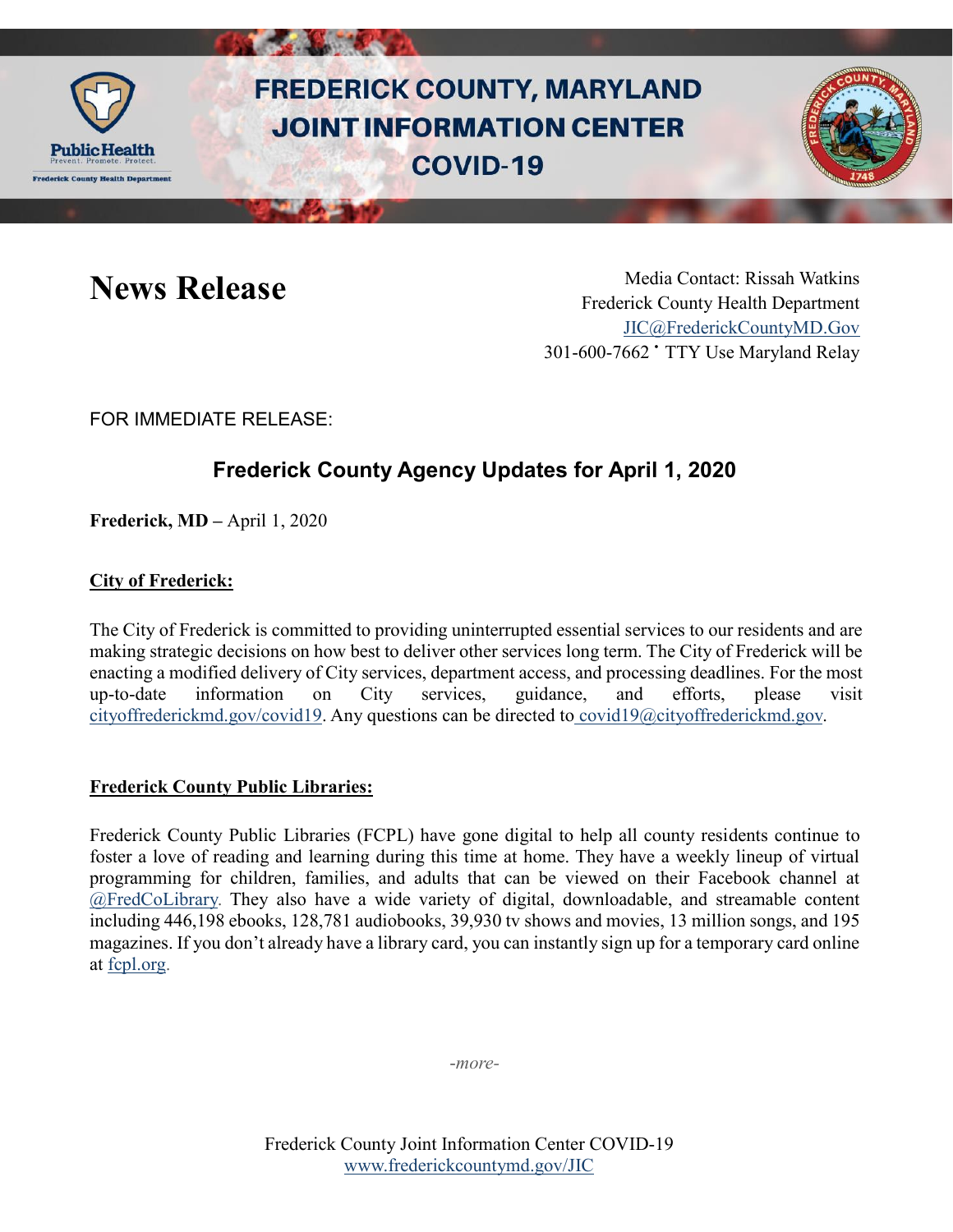# FREDERICK COUNTY, MARYLAND JOINT INFORMATION CENTER COVID-19

## News Release

Media Contact: Rissah Watkins
Frederick County Health Department
JIC@FrederickCountyMD.Gov
301-600-7662 • TTY Use Maryland Relay

FOR IMMEDIATE RELEASE:

## Frederick County Agency Updates for April 1, 2020

**Frederick, MD** – April 1, 2020

**City of Frederick:**

The City of Frederick is committed to providing uninterrupted essential services to our residents and are making strategic decisions on how best to deliver other services long term. The City of Frederick will be enacting a modified delivery of City services, department access, and processing deadlines. For the most up-to-date information on City services, guidance, and efforts, please visit cityoffrederickmd.gov/covid19. Any questions can be directed to covid19@cityoffrederickmd.gov.

**Frederick County Public Libraries:**

Frederick County Public Libraries (FCPL) have gone digital to help all county residents continue to foster a love of reading and learning during this time at home. They have a weekly lineup of virtual programming for children, families, and adults that can be viewed on their Facebook channel at @FredCoLibrary. They also have a wide variety of digital, downloadable, and streamable content including 446,198 ebooks, 128,781 audiobooks, 39,930 tv shows and movies, 13 million songs, and 195 magazines. If you don't already have a library card, you can instantly sign up for a temporary card online at fcpl.org.

*-more-*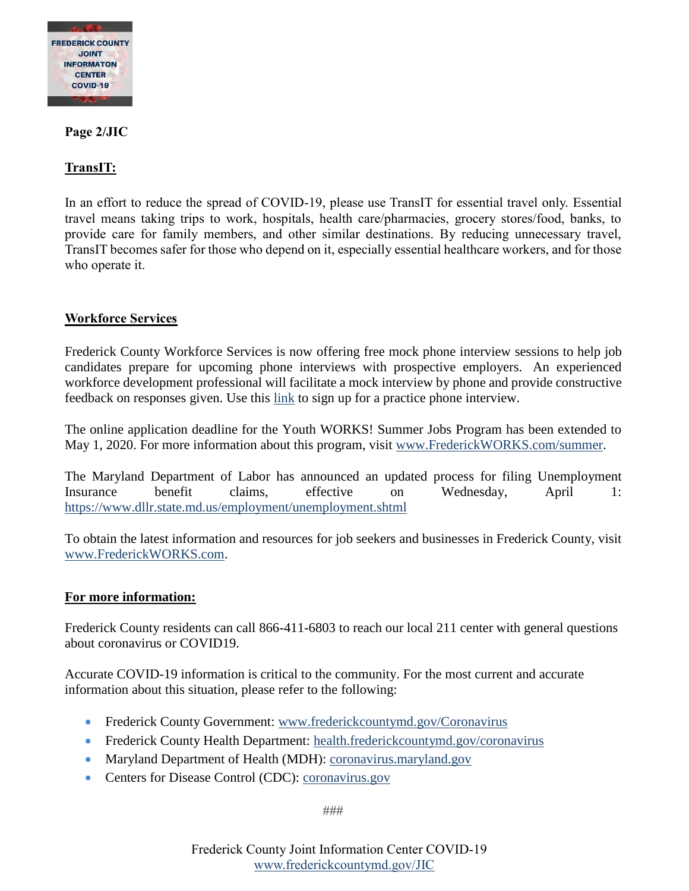**Page 2/JIC**

## TransIT:

In an effort to reduce the spread of COVID-19, please use TransIT for essential travel only. Essential travel means taking trips to work, hospitals, health care/pharmacies, grocery stores/food, banks, to provide care for family members, and other similar destinations. By reducing unnecessary travel, TransIT becomes safer for those who depend on it, especially essential healthcare workers, and for those who operate it.

## Workforce Services

Frederick County Workforce Services is now offering free mock phone interview sessions to help job candidates prepare for upcoming phone interviews with prospective employers. An experienced workforce development professional will facilitate a mock interview by phone and provide constructive feedback on responses given. Use this link to sign up for a practice phone interview.

The online application deadline for the Youth WORKS! Summer Jobs Program has been extended to May 1, 2020. For more information about this program, visit www.FrederickWORKS.com/summer.

The Maryland Department of Labor has announced an updated process for filing Unemployment Insurance benefit claims, effective on Wednesday, April 1: https://www.dllr.state.md.us/employment/unemployment.shtml

To obtain the latest information and resources for job seekers and businesses in Frederick County, visit www.FrederickWORKS.com.

## For more information:

Frederick County residents can call 866-411-6803 to reach our local 211 center with general questions about coronavirus or COVID19.

Accurate COVID-19 information is critical to the community. For the most current and accurate information about this situation, please refer to the following:

- Frederick County Government: www.frederickcountymd.gov/Coronavirus
- Frederick County Health Department: health.frederickcountymd.gov/coronavirus
- Maryland Department of Health (MDH): coronavirus.maryland.gov
- Centers for Disease Control (CDC): coronavirus.gov

###

Frederick County Joint Information Center COVID-19
www.frederickcountymd.gov/JIC